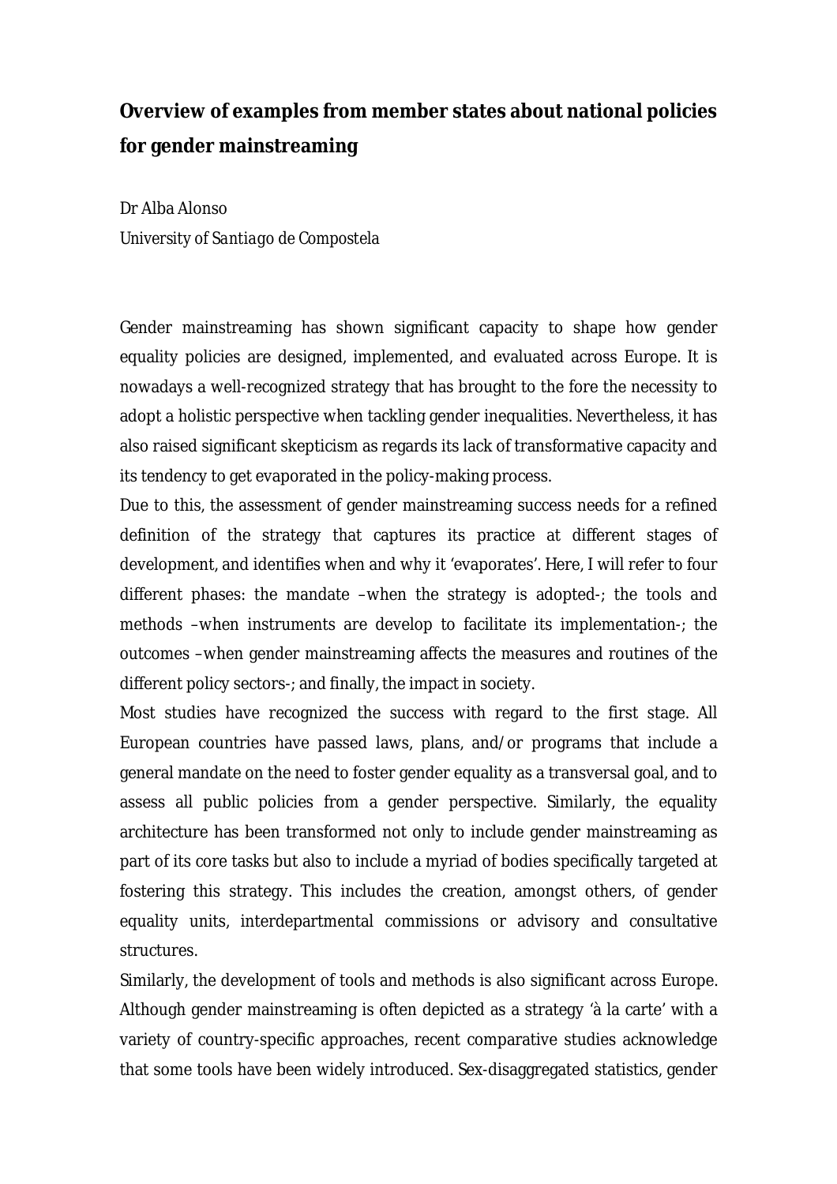# Overview of examples from member states about national policies for gender mainstreaming

Dr Alba Alonso

*University of Santiago de Compostela*

Gender mainstreaming has shown significant capacity to shape how gender equality policies are designed, implemented, and evaluated across Europe. It is nowadays a well-recognized strategy that has brought to the fore the necessity to adopt a holistic perspective when tackling gender inequalities. Nevertheless, it has also raised significant skepticism as regards its lack of transformative capacity and its tendency to get evaporated in the policy-making process.

Due to this, the assessment of gender mainstreaming success needs for a refined definition of the strategy that captures its practice at different stages of development, and identifies when and why it 'evaporates'. Here, I will refer to four different phases: the mandate –when the strategy is adopted-; the tools and methods –when instruments are develop to facilitate its implementation-; the outcomes –when gender mainstreaming affects the measures and routines of the different policy sectors-; and finally, the impact in society.

Most studies have recognized the success with regard to the first stage. All European countries have passed laws, plans, and/or programs that include a general mandate on the need to foster gender equality as a transversal goal, and to assess all public policies from a gender perspective. Similarly, the equality architecture has been transformed not only to include gender mainstreaming as part of its core tasks but also to include a myriad of bodies specifically targeted at fostering this strategy. This includes the creation, amongst others, of gender equality units, interdepartmental commissions or advisory and consultative structures.

Similarly, the development of tools and methods is also significant across Europe. Although gender mainstreaming is often depicted as a strategy 'à la carte' with a variety of country-specific approaches, recent comparative studies acknowledge that some tools have been widely introduced. Sex-disaggregated statistics, gender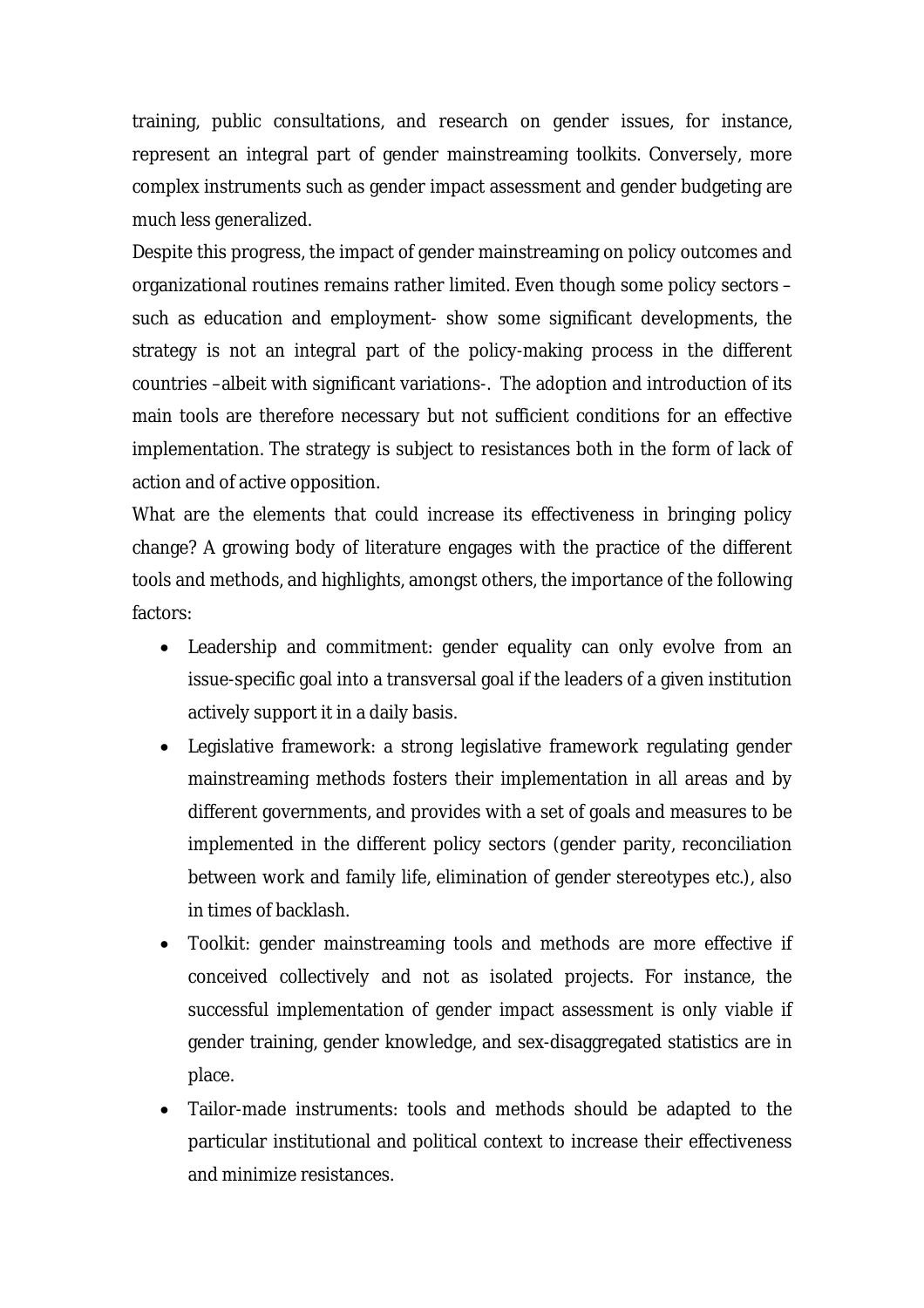training, public consultations, and research on gender issues, for instance, represent an integral part of gender mainstreaming toolkits. Conversely, more complex instruments such as gender impact assessment and gender budgeting are much less generalized.

Despite this progress, the impact of gender mainstreaming on policy outcomes and organizational routines remains rather limited. Even though some policy sectors – such as education and employment- show some significant developments, the strategy is not an integral part of the policy-making process in the different countries –albeit with significant variations-. The adoption and introduction of its main tools are therefore necessary but not sufficient conditions for an effective implementation. The strategy is subject to resistances both in the form of lack of action and of active opposition.

What are the elements that could increase its effectiveness in bringing policy change? A growing body of literature engages with the practice of the different tools and methods, and highlights, amongst others, the importance of the following factors:

- Leadership and commitment: gender equality can only evolve from an issue-specific goal into a transversal goal if the leaders of a given institution actively support it in a daily basis.
- Legislative framework: a strong legislative framework regulating gender mainstreaming methods fosters their implementation in all areas and by different governments, and provides with a set of goals and measures to be implemented in the different policy sectors (gender parity, reconciliation between work and family life, elimination of gender stereotypes etc.), also in times of backlash.
- Toolkit: gender mainstreaming tools and methods are more effective if conceived collectively and not as isolated projects. For instance, the successful implementation of gender impact assessment is only viable if gender training, gender knowledge, and sex-disaggregated statistics are in place.
- Tailor-made instruments: tools and methods should be adapted to the particular institutional and political context to increase their effectiveness and minimize resistances.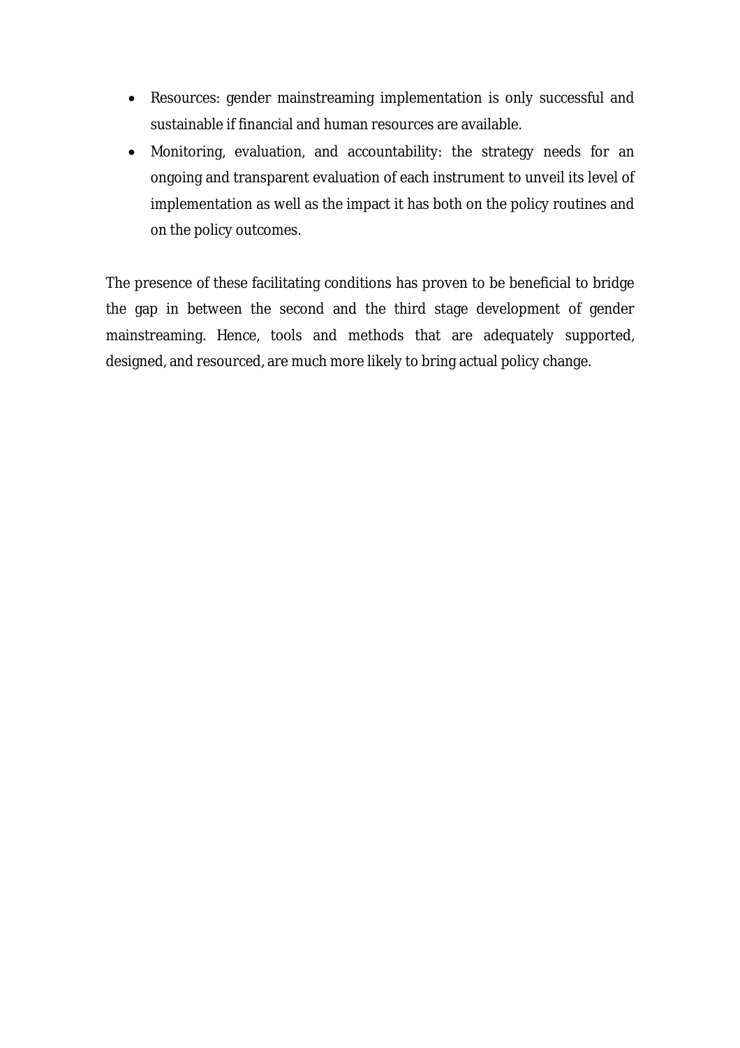- Resources: gender mainstreaming implementation is only successful and sustainable if financial and human resources are available.
- Monitoring, evaluation, and accountability: the strategy needs for an ongoing and transparent evaluation of each instrument to unveil its level of implementation as well as the impact it has both on the policy routines and on the policy outcomes.

The presence of these facilitating conditions has proven to be beneficial to bridge the gap in between the second and the third stage development of gender mainstreaming. Hence, tools and methods that are adequately supported, designed, and resourced, are much more likely to bring actual policy change.